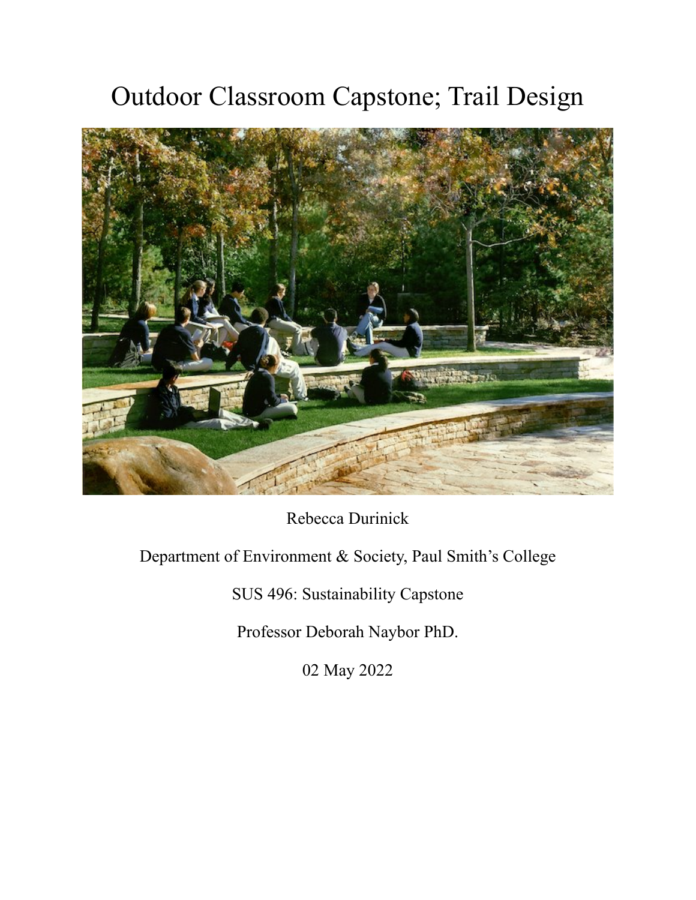# Outdoor Classroom Capstone; Trail Design

Rebecca Durinick

Department of Environment & Society, Paul Smith's College

SUS 496: Sustainability Capstone

Professor Deborah Naybor PhD.

02 May 2022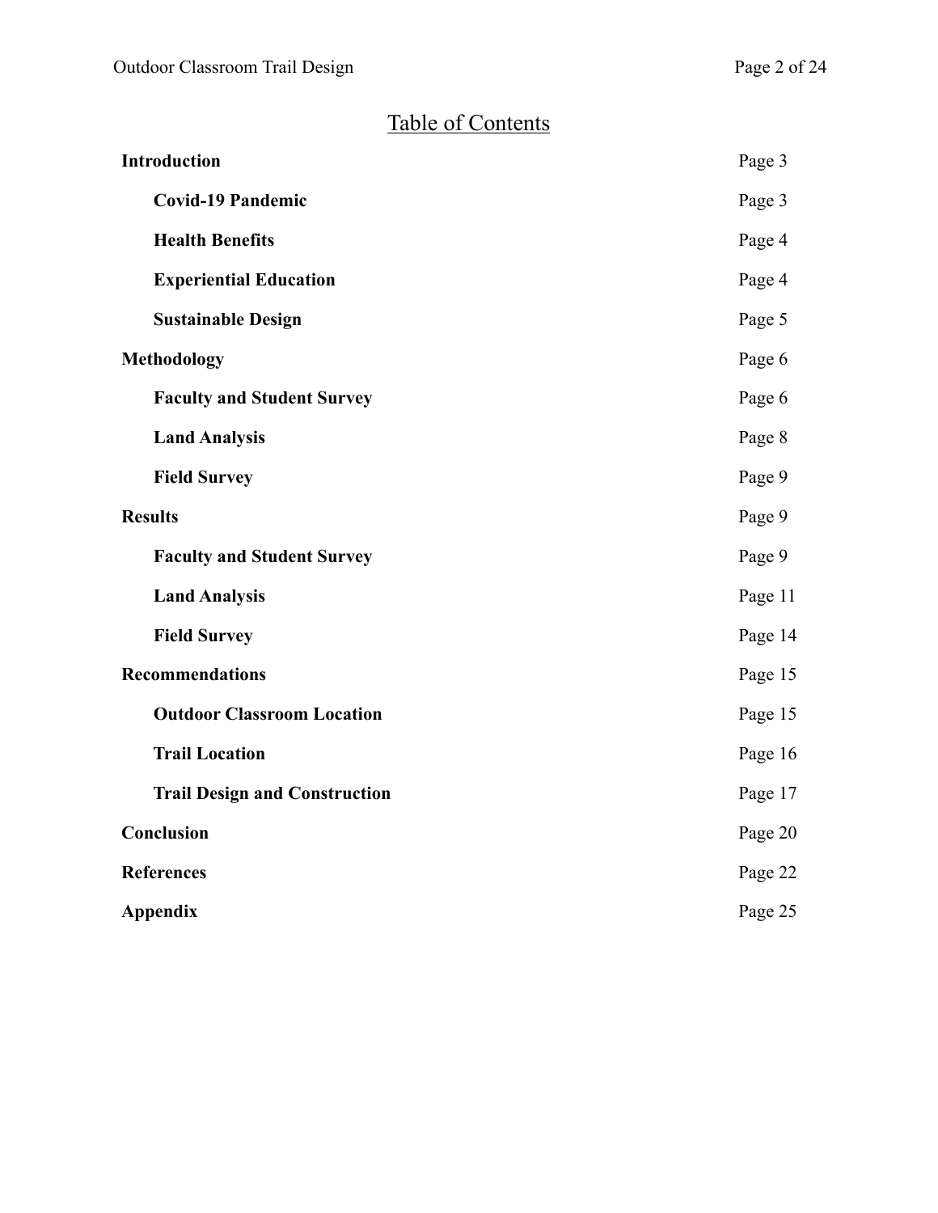# Table of Contents

| | |
|---|---|
| **Introduction** | Page 3 |
| &nbsp;&nbsp;&nbsp;&nbsp;**Covid-19 Pandemic** | Page 3 |
| &nbsp;&nbsp;&nbsp;&nbsp;**Health Benefits** | Page 4 |
| &nbsp;&nbsp;&nbsp;&nbsp;**Experiential Education** | Page 4 |
| &nbsp;&nbsp;&nbsp;&nbsp;**Sustainable Design** | Page 5 |
| **Methodology** | Page 6 |
| &nbsp;&nbsp;&nbsp;&nbsp;**Faculty and Student Survey** | Page 6 |
| &nbsp;&nbsp;&nbsp;&nbsp;**Land Analysis** | Page 8 |
| &nbsp;&nbsp;&nbsp;&nbsp;**Field Survey** | Page 9 |
| **Results** | Page 9 |
| &nbsp;&nbsp;&nbsp;&nbsp;**Faculty and Student Survey** | Page 9 |
| &nbsp;&nbsp;&nbsp;&nbsp;**Land Analysis** | Page 11 |
| &nbsp;&nbsp;&nbsp;&nbsp;**Field Survey** | Page 14 |
| **Recommendations** | Page 15 |
| &nbsp;&nbsp;&nbsp;&nbsp;**Outdoor Classroom Location** | Page 15 |
| &nbsp;&nbsp;&nbsp;&nbsp;**Trail Location** | Page 16 |
| &nbsp;&nbsp;&nbsp;&nbsp;**Trail Design and Construction** | Page 17 |
| **Conclusion** | Page 20 |
| **References** | Page 22 |
| **Appendix** | Page 25 |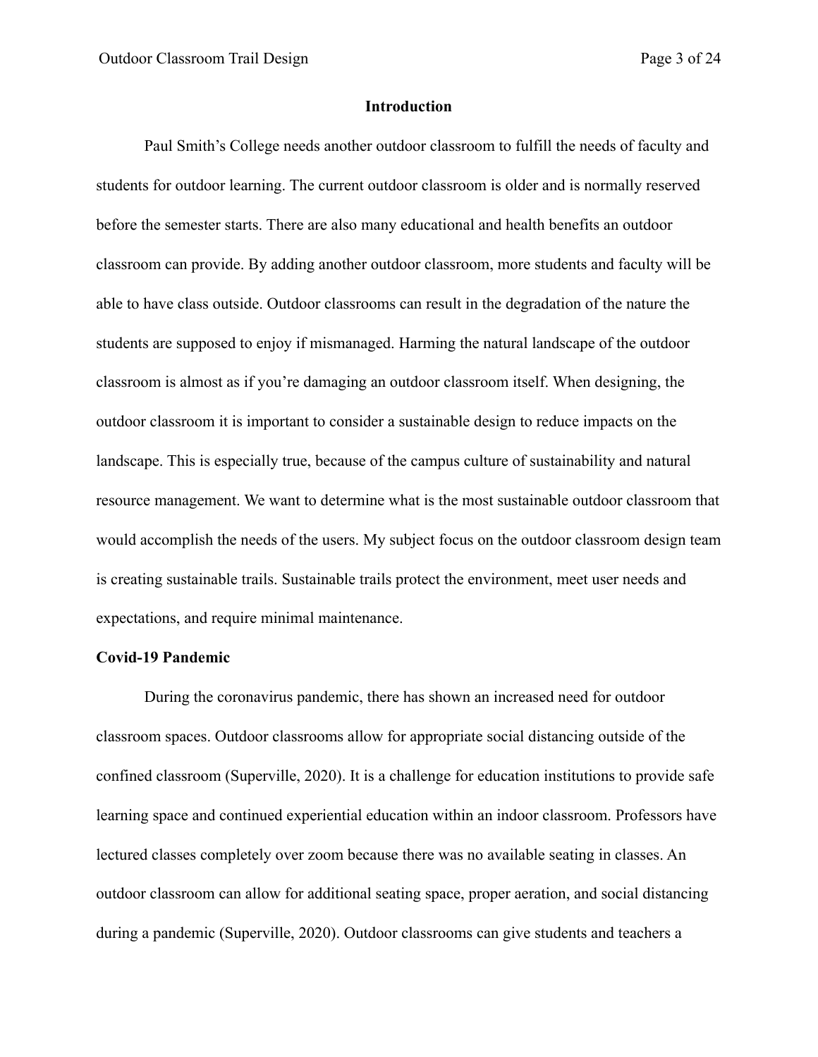## Introduction

Paul Smith's College needs another outdoor classroom to fulfill the needs of faculty and students for outdoor learning. The current outdoor classroom is older and is normally reserved before the semester starts. There are also many educational and health benefits an outdoor classroom can provide. By adding another outdoor classroom, more students and faculty will be able to have class outside. Outdoor classrooms can result in the degradation of the nature the students are supposed to enjoy if mismanaged. Harming the natural landscape of the outdoor classroom is almost as if you're damaging an outdoor classroom itself. When designing, the outdoor classroom it is important to consider a sustainable design to reduce impacts on the landscape. This is especially true, because of the campus culture of sustainability and natural resource management. We want to determine what is the most sustainable outdoor classroom that would accomplish the needs of the users. My subject focus on the outdoor classroom design team is creating sustainable trails. Sustainable trails protect the environment, meet user needs and expectations, and require minimal maintenance.

### Covid-19 Pandemic

During the coronavirus pandemic, there has shown an increased need for outdoor classroom spaces. Outdoor classrooms allow for appropriate social distancing outside of the confined classroom (Superville, 2020). It is a challenge for education institutions to provide safe learning space and continued experiential education within an indoor classroom. Professors have lectured classes completely over zoom because there was no available seating in classes. An outdoor classroom can allow for additional seating space, proper aeration, and social distancing during a pandemic (Superville, 2020). Outdoor classrooms can give students and teachers a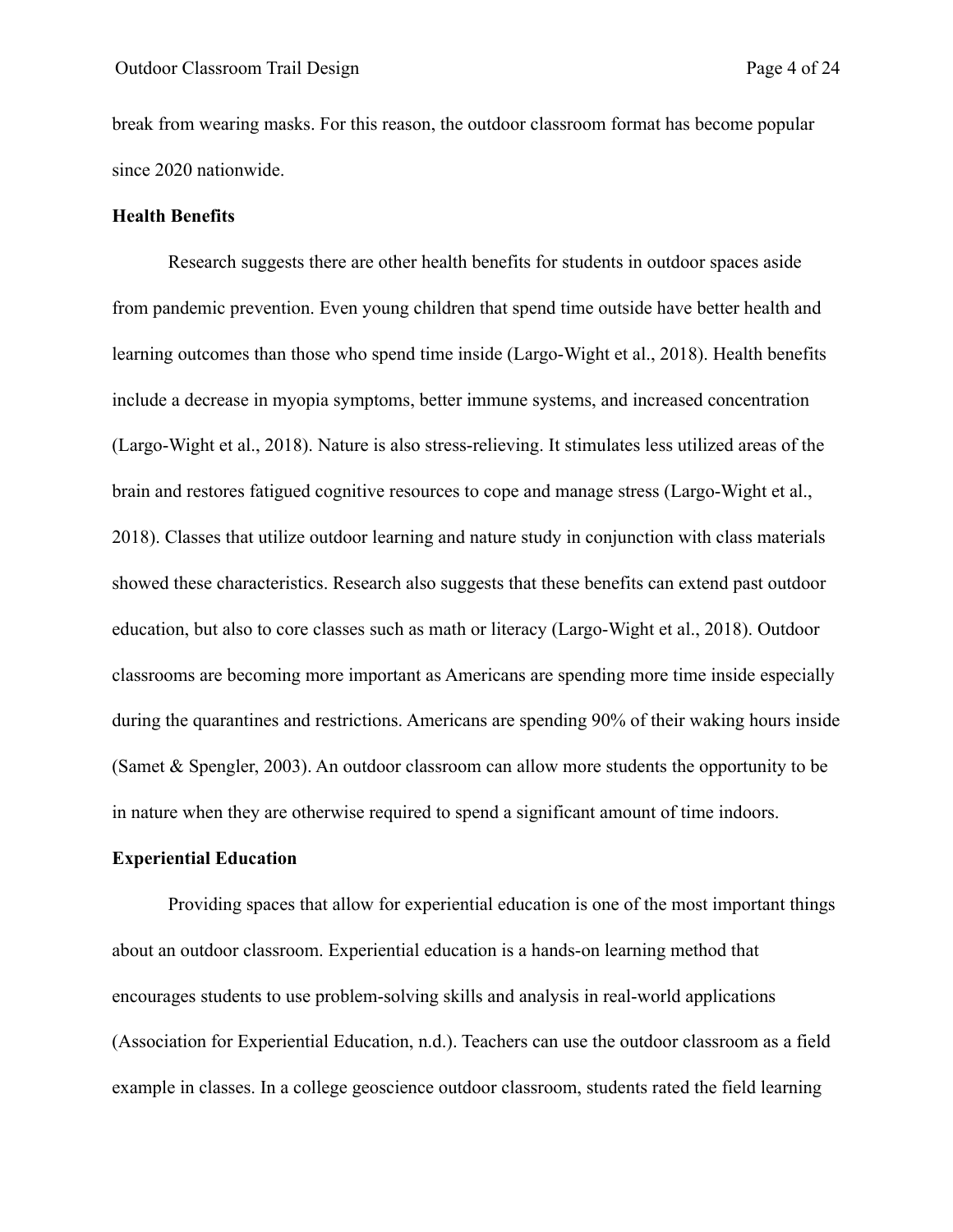break from wearing masks. For this reason, the outdoor classroom format has become popular since 2020 nationwide.

**Health Benefits**

Research suggests there are other health benefits for students in outdoor spaces aside from pandemic prevention. Even young children that spend time outside have better health and learning outcomes than those who spend time inside (Largo-Wight et al., 2018). Health benefits include a decrease in myopia symptoms, better immune systems, and increased concentration (Largo-Wight et al., 2018). Nature is also stress-relieving. It stimulates less utilized areas of the brain and restores fatigued cognitive resources to cope and manage stress (Largo-Wight et al., 2018). Classes that utilize outdoor learning and nature study in conjunction with class materials showed these characteristics. Research also suggests that these benefits can extend past outdoor education, but also to core classes such as math or literacy (Largo-Wight et al., 2018). Outdoor classrooms are becoming more important as Americans are spending more time inside especially during the quarantines and restrictions. Americans are spending 90% of their waking hours inside (Samet & Spengler, 2003). An outdoor classroom can allow more students the opportunity to be in nature when they are otherwise required to spend a significant amount of time indoors.

**Experiential Education**

Providing spaces that allow for experiential education is one of the most important things about an outdoor classroom. Experiential education is a hands-on learning method that encourages students to use problem-solving skills and analysis in real-world applications (Association for Experiential Education, n.d.). Teachers can use the outdoor classroom as a field example in classes. In a college geoscience outdoor classroom, students rated the field learning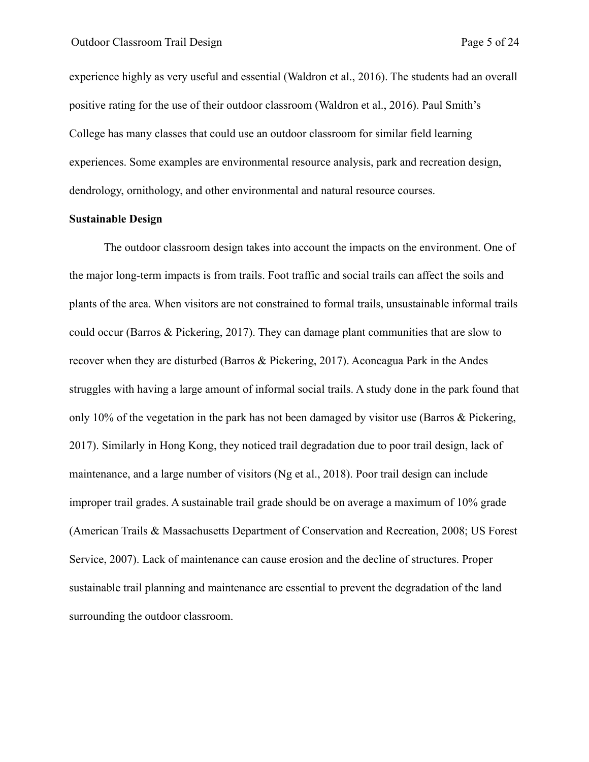experience highly as very useful and essential (Waldron et al., 2016). The students had an overall positive rating for the use of their outdoor classroom (Waldron et al., 2016). Paul Smith's College has many classes that could use an outdoor classroom for similar field learning experiences. Some examples are environmental resource analysis, park and recreation design, dendrology, ornithology, and other environmental and natural resource courses.

**Sustainable Design**

The outdoor classroom design takes into account the impacts on the environment. One of the major long-term impacts is from trails. Foot traffic and social trails can affect the soils and plants of the area. When visitors are not constrained to formal trails, unsustainable informal trails could occur (Barros & Pickering, 2017). They can damage plant communities that are slow to recover when they are disturbed (Barros & Pickering, 2017). Aconcagua Park in the Andes struggles with having a large amount of informal social trails. A study done in the park found that only 10% of the vegetation in the park has not been damaged by visitor use (Barros & Pickering, 2017). Similarly in Hong Kong, they noticed trail degradation due to poor trail design, lack of maintenance, and a large number of visitors (Ng et al., 2018). Poor trail design can include improper trail grades. A sustainable trail grade should be on average a maximum of 10% grade (American Trails & Massachusetts Department of Conservation and Recreation, 2008; US Forest Service, 2007). Lack of maintenance can cause erosion and the decline of structures. Proper sustainable trail planning and maintenance are essential to prevent the degradation of the land surrounding the outdoor classroom.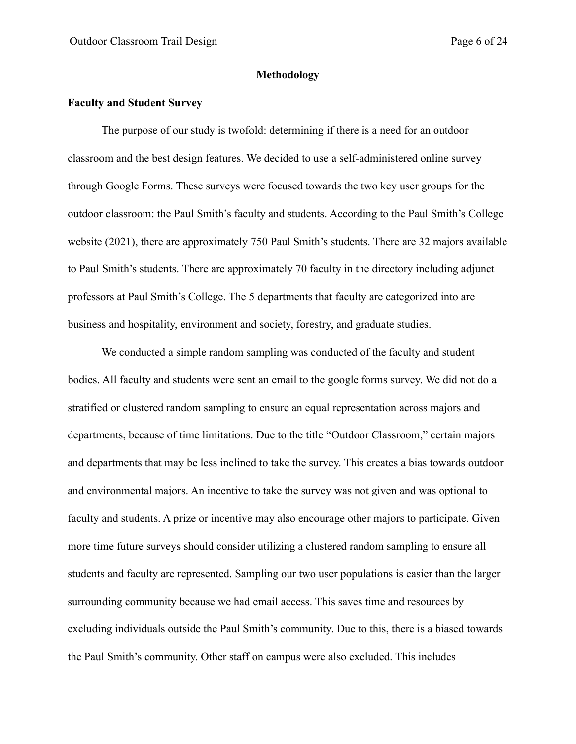# Methodology

## Faculty and Student Survey

The purpose of our study is twofold: determining if there is a need for an outdoor classroom and the best design features. We decided to use a self-administered online survey through Google Forms. These surveys were focused towards the two key user groups for the outdoor classroom: the Paul Smith's faculty and students. According to the Paul Smith's College website (2021), there are approximately 750 Paul Smith's students. There are 32 majors available to Paul Smith's students. There are approximately 70 faculty in the directory including adjunct professors at Paul Smith's College. The 5 departments that faculty are categorized into are business and hospitality, environment and society, forestry, and graduate studies.

We conducted a simple random sampling was conducted of the faculty and student bodies. All faculty and students were sent an email to the google forms survey. We did not do a stratified or clustered random sampling to ensure an equal representation across majors and departments, because of time limitations. Due to the title "Outdoor Classroom," certain majors and departments that may be less inclined to take the survey. This creates a bias towards outdoor and environmental majors. An incentive to take the survey was not given and was optional to faculty and students. A prize or incentive may also encourage other majors to participate. Given more time future surveys should consider utilizing a clustered random sampling to ensure all students and faculty are represented. Sampling our two user populations is easier than the larger surrounding community because we had email access. This saves time and resources by excluding individuals outside the Paul Smith's community. Due to this, there is a biased towards the Paul Smith's community. Other staff on campus were also excluded. This includes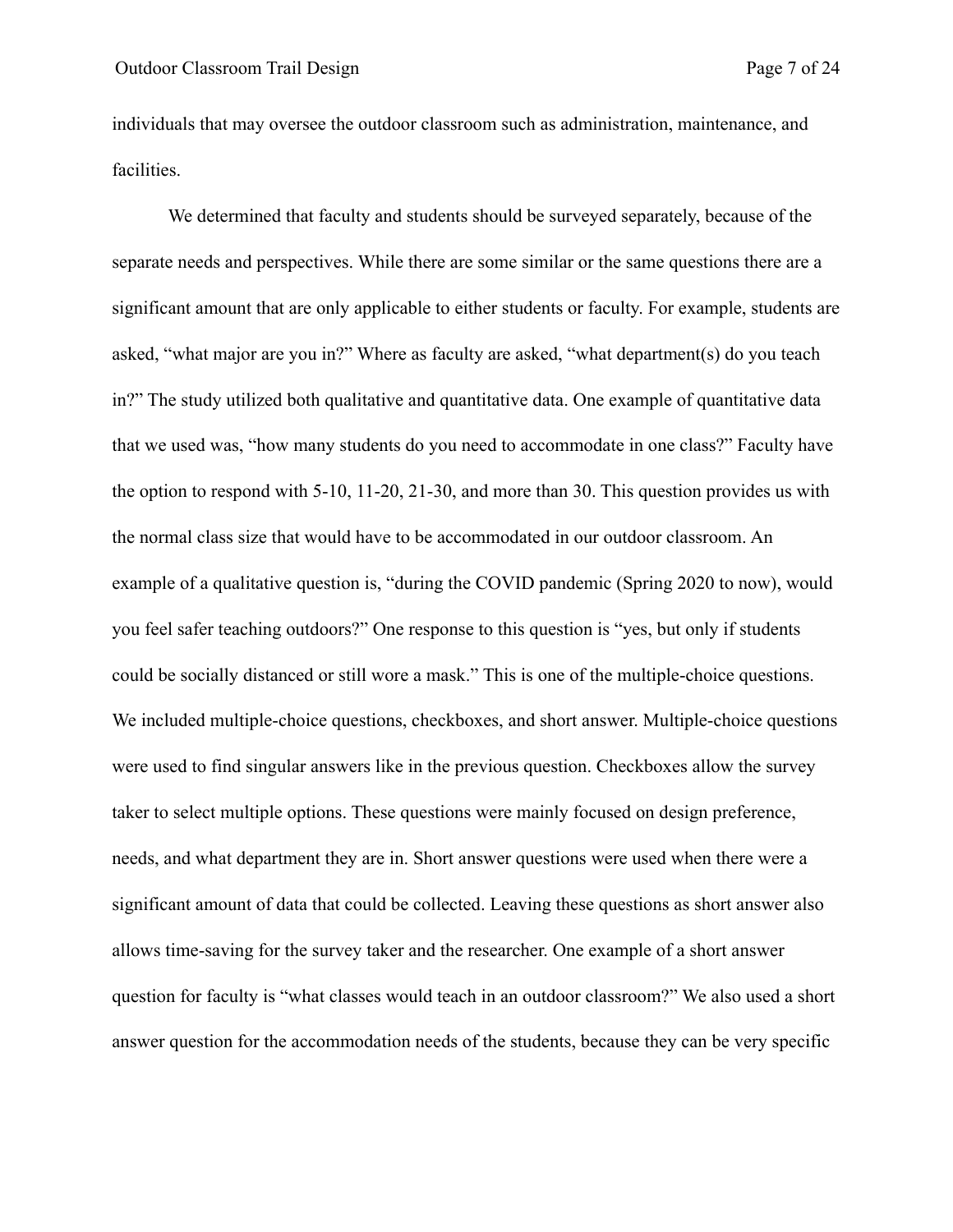individuals that may oversee the outdoor classroom such as administration, maintenance, and facilities.

We determined that faculty and students should be surveyed separately, because of the separate needs and perspectives. While there are some similar or the same questions there are a significant amount that are only applicable to either students or faculty. For example, students are asked, "what major are you in?" Where as faculty are asked, "what department(s) do you teach in?" The study utilized both qualitative and quantitative data. One example of quantitative data that we used was, "how many students do you need to accommodate in one class?" Faculty have the option to respond with 5-10, 11-20, 21-30, and more than 30. This question provides us with the normal class size that would have to be accommodated in our outdoor classroom. An example of a qualitative question is, "during the COVID pandemic (Spring 2020 to now), would you feel safer teaching outdoors?" One response to this question is "yes, but only if students could be socially distanced or still wore a mask." This is one of the multiple-choice questions. We included multiple-choice questions, checkboxes, and short answer. Multiple-choice questions were used to find singular answers like in the previous question. Checkboxes allow the survey taker to select multiple options. These questions were mainly focused on design preference, needs, and what department they are in. Short answer questions were used when there were a significant amount of data that could be collected. Leaving these questions as short answer also allows time-saving for the survey taker and the researcher. One example of a short answer question for faculty is "what classes would teach in an outdoor classroom?" We also used a short answer question for the accommodation needs of the students, because they can be very specific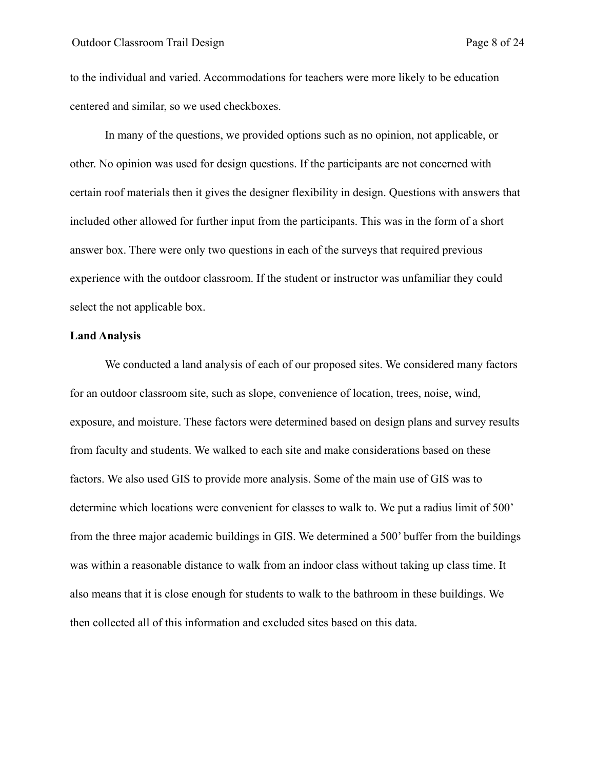to the individual and varied. Accommodations for teachers were more likely to be education centered and similar, so we used checkboxes.

In many of the questions, we provided options such as no opinion, not applicable, or other. No opinion was used for design questions. If the participants are not concerned with certain roof materials then it gives the designer flexibility in design. Questions with answers that included other allowed for further input from the participants. This was in the form of a short answer box. There were only two questions in each of the surveys that required previous experience with the outdoor classroom. If the student or instructor was unfamiliar they could select the not applicable box.

**Land Analysis**

We conducted a land analysis of each of our proposed sites. We considered many factors for an outdoor classroom site, such as slope, convenience of location, trees, noise, wind, exposure, and moisture. These factors were determined based on design plans and survey results from faculty and students. We walked to each site and make considerations based on these factors. We also used GIS to provide more analysis. Some of the main use of GIS was to determine which locations were convenient for classes to walk to. We put a radius limit of 500' from the three major academic buildings in GIS. We determined a 500' buffer from the buildings was within a reasonable distance to walk from an indoor class without taking up class time. It also means that it is close enough for students to walk to the bathroom in these buildings. We then collected all of this information and excluded sites based on this data.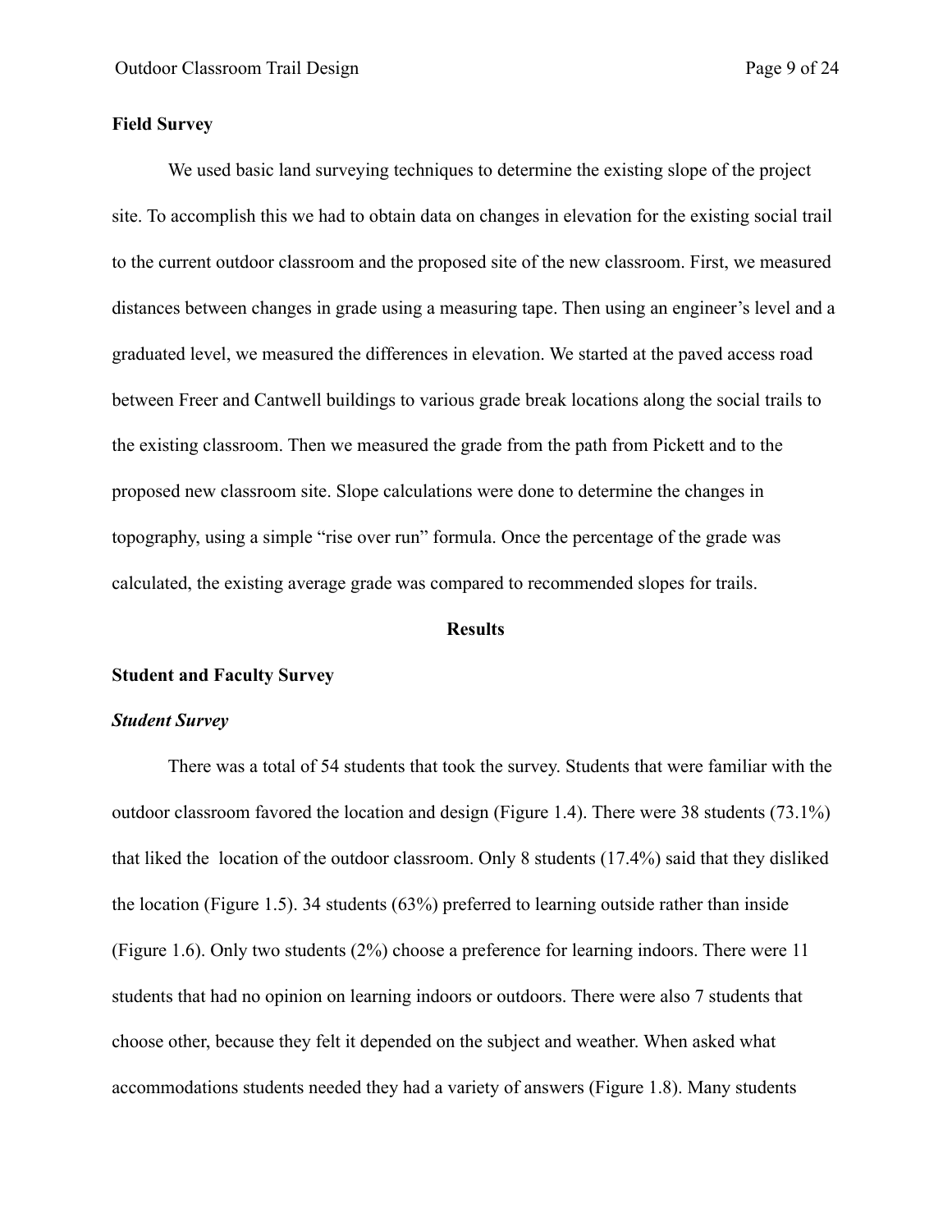**Field Survey**

We used basic land surveying techniques to determine the existing slope of the project site. To accomplish this we had to obtain data on changes in elevation for the existing social trail to the current outdoor classroom and the proposed site of the new classroom. First, we measured distances between changes in grade using a measuring tape. Then using an engineer's level and a graduated level, we measured the differences in elevation. We started at the paved access road between Freer and Cantwell buildings to various grade break locations along the social trails to the existing classroom. Then we measured the grade from the path from Pickett and to the proposed new classroom site. Slope calculations were done to determine the changes in topography, using a simple "rise over run" formula. Once the percentage of the grade was calculated, the existing average grade was compared to recommended slopes for trails.

## Results

**Student and Faculty Survey**

***Student Survey***

There was a total of 54 students that took the survey. Students that were familiar with the outdoor classroom favored the location and design (Figure 1.4). There were 38 students (73.1%) that liked the  location of the outdoor classroom. Only 8 students (17.4%) said that they disliked the location (Figure 1.5). 34 students (63%) preferred to learning outside rather than inside (Figure 1.6). Only two students (2%) choose a preference for learning indoors. There were 11 students that had no opinion on learning indoors or outdoors. There were also 7 students that choose other, because they felt it depended on the subject and weather. When asked what accommodations students needed they had a variety of answers (Figure 1.8). Many students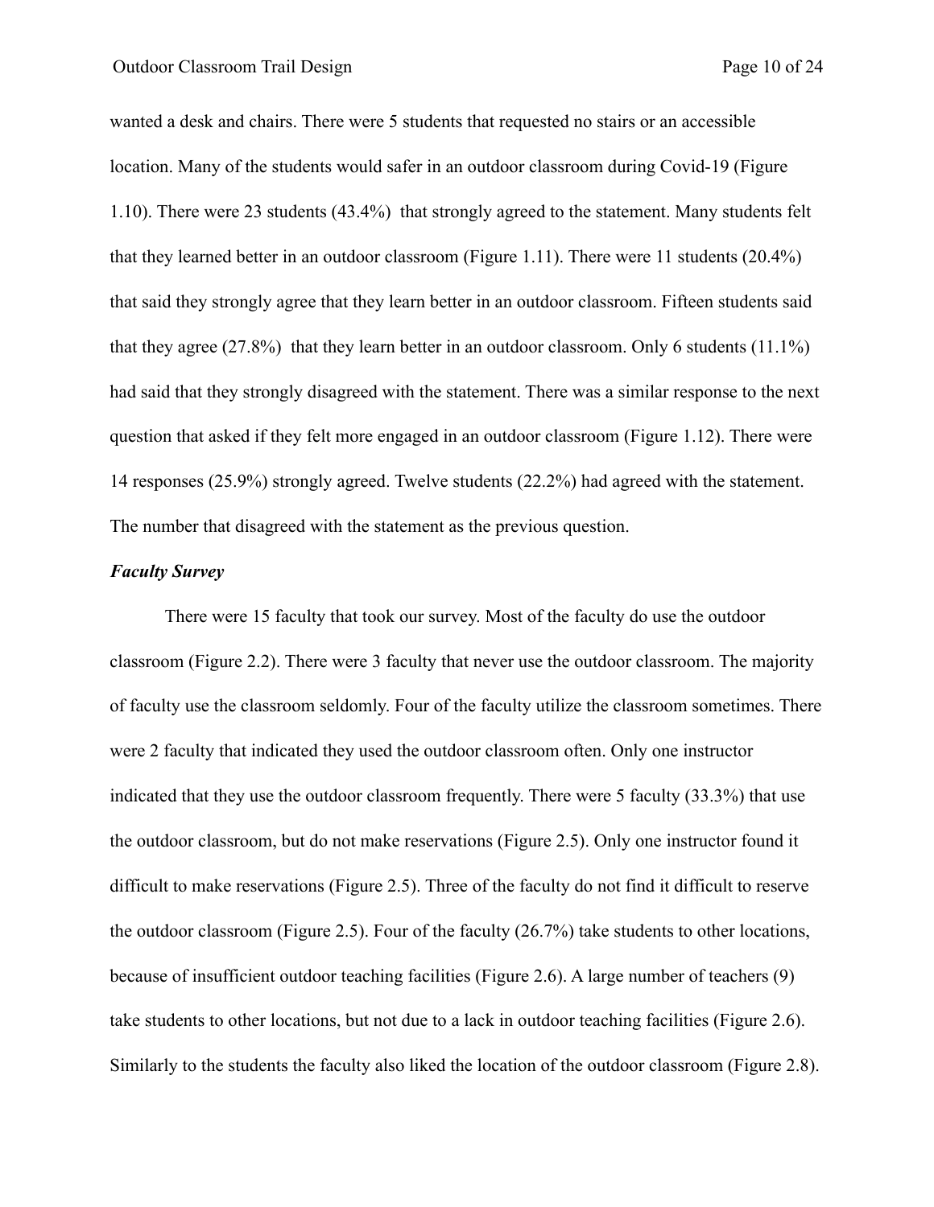wanted a desk and chairs. There were 5 students that requested no stairs or an accessible location. Many of the students would safer in an outdoor classroom during Covid-19 (Figure 1.10). There were 23 students (43.4%)  that strongly agreed to the statement. Many students felt that they learned better in an outdoor classroom (Figure 1.11). There were 11 students (20.4%) that said they strongly agree that they learn better in an outdoor classroom. Fifteen students said that they agree (27.8%)  that they learn better in an outdoor classroom. Only 6 students (11.1%) had said that they strongly disagreed with the statement. There was a similar response to the next question that asked if they felt more engaged in an outdoor classroom (Figure 1.12). There were 14 responses (25.9%) strongly agreed. Twelve students (22.2%) had agreed with the statement. The number that disagreed with the statement as the previous question.

***Faculty Survey***

There were 15 faculty that took our survey. Most of the faculty do use the outdoor classroom (Figure 2.2). There were 3 faculty that never use the outdoor classroom. The majority of faculty use the classroom seldomly. Four of the faculty utilize the classroom sometimes. There were 2 faculty that indicated they used the outdoor classroom often. Only one instructor indicated that they use the outdoor classroom frequently. There were 5 faculty (33.3%) that use the outdoor classroom, but do not make reservations (Figure 2.5). Only one instructor found it difficult to make reservations (Figure 2.5). Three of the faculty do not find it difficult to reserve the outdoor classroom (Figure 2.5). Four of the faculty (26.7%) take students to other locations, because of insufficient outdoor teaching facilities (Figure 2.6). A large number of teachers (9) take students to other locations, but not due to a lack in outdoor teaching facilities (Figure 2.6). Similarly to the students the faculty also liked the location of the outdoor classroom (Figure 2.8).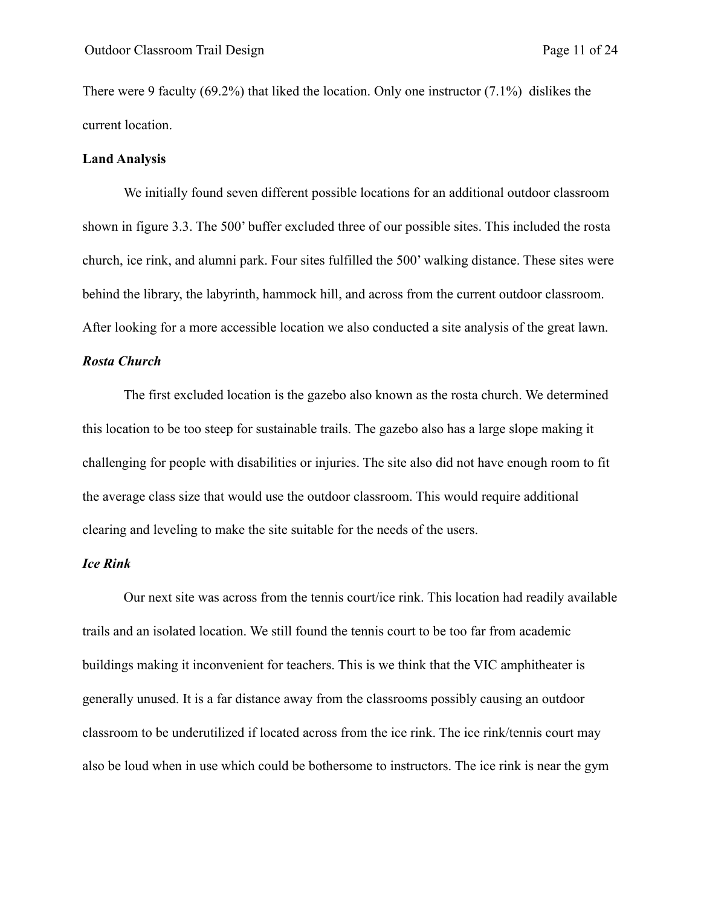There were 9 faculty (69.2%) that liked the location. Only one instructor (7.1%) dislikes the current location.

**Land Analysis**

We initially found seven different possible locations for an additional outdoor classroom shown in figure 3.3. The 500' buffer excluded three of our possible sites. This included the rosta church, ice rink, and alumni park. Four sites fulfilled the 500' walking distance. These sites were behind the library, the labyrinth, hammock hill, and across from the current outdoor classroom. After looking for a more accessible location we also conducted a site analysis of the great lawn.

***Rosta Church***

The first excluded location is the gazebo also known as the rosta church. We determined this location to be too steep for sustainable trails. The gazebo also has a large slope making it challenging for people with disabilities or injuries. The site also did not have enough room to fit the average class size that would use the outdoor classroom. This would require additional clearing and leveling to make the site suitable for the needs of the users.

***Ice Rink***

Our next site was across from the tennis court/ice rink. This location had readily available trails and an isolated location. We still found the tennis court to be too far from academic buildings making it inconvenient for teachers. This is we think that the VIC amphitheater is generally unused. It is a far distance away from the classrooms possibly causing an outdoor classroom to be underutilized if located across from the ice rink. The ice rink/tennis court may also be loud when in use which could be bothersome to instructors. The ice rink is near the gym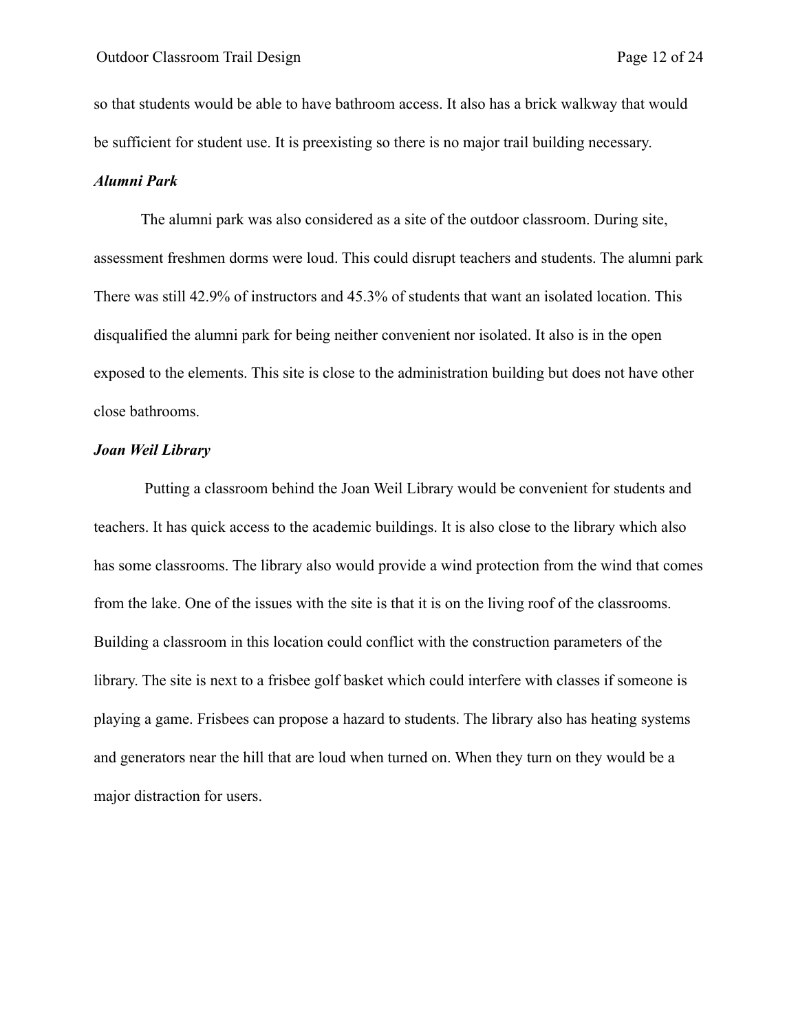so that students would be able to have bathroom access. It also has a brick walkway that would be sufficient for student use. It is preexisting so there is no major trail building necessary.

***Alumni Park***

The alumni park was also considered as a site of the outdoor classroom. During site, assessment freshmen dorms were loud. This could disrupt teachers and students. The alumni park There was still 42.9% of instructors and 45.3% of students that want an isolated location. This disqualified the alumni park for being neither convenient nor isolated. It also is in the open exposed to the elements. This site is close to the administration building but does not have other close bathrooms.

***Joan Weil Library***

Putting a classroom behind the Joan Weil Library would be convenient for students and teachers. It has quick access to the academic buildings. It is also close to the library which also has some classrooms. The library also would provide a wind protection from the wind that comes from the lake. One of the issues with the site is that it is on the living roof of the classrooms. Building a classroom in this location could conflict with the construction parameters of the library. The site is next to a frisbee golf basket which could interfere with classes if someone is playing a game. Frisbees can propose a hazard to students. The library also has heating systems and generators near the hill that are loud when turned on. When they turn on they would be a major distraction for users.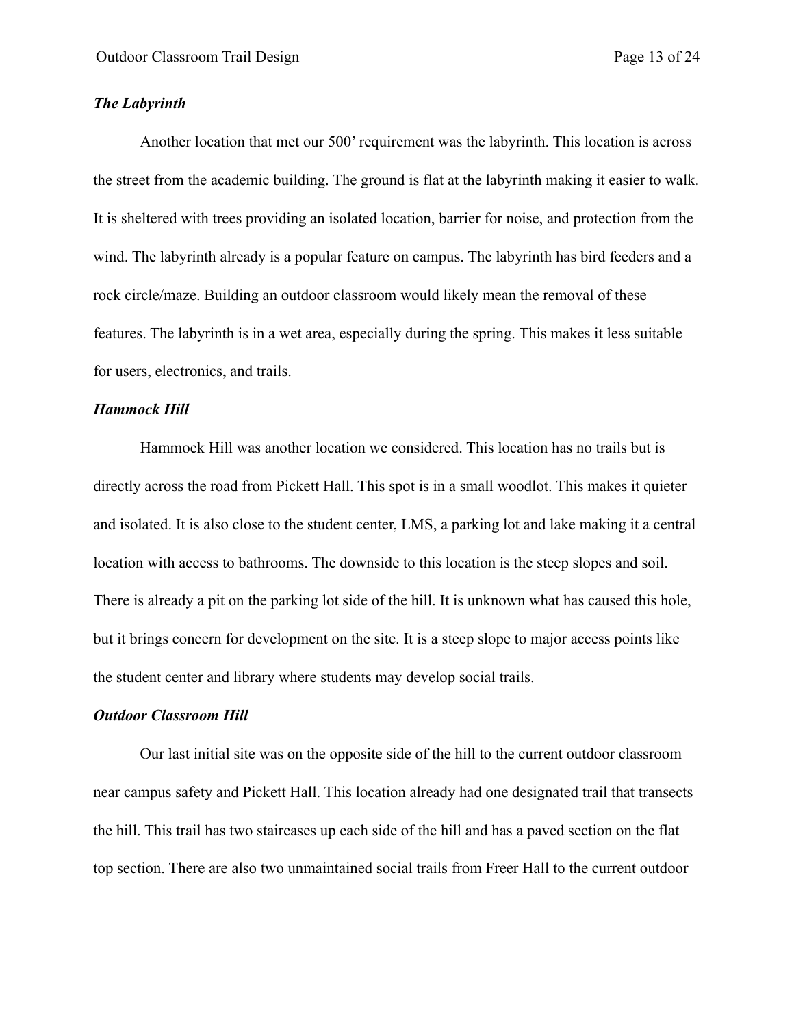### *The Labyrinth*

Another location that met our 500' requirement was the labyrinth. This location is across the street from the academic building. The ground is flat at the labyrinth making it easier to walk. It is sheltered with trees providing an isolated location, barrier for noise, and protection from the wind. The labyrinth already is a popular feature on campus. The labyrinth has bird feeders and a rock circle/maze. Building an outdoor classroom would likely mean the removal of these features. The labyrinth is in a wet area, especially during the spring. This makes it less suitable for users, electronics, and trails.

### *Hammock Hill*

Hammock Hill was another location we considered. This location has no trails but is directly across the road from Pickett Hall. This spot is in a small woodlot. This makes it quieter and isolated. It is also close to the student center, LMS, a parking lot and lake making it a central location with access to bathrooms. The downside to this location is the steep slopes and soil. There is already a pit on the parking lot side of the hill. It is unknown what has caused this hole, but it brings concern for development on the site. It is a steep slope to major access points like the student center and library where students may develop social trails.

### *Outdoor Classroom Hill*

Our last initial site was on the opposite side of the hill to the current outdoor classroom near campus safety and Pickett Hall. This location already had one designated trail that transects the hill. This trail has two staircases up each side of the hill and has a paved section on the flat top section. There are also two unmaintained social trails from Freer Hall to the current outdoor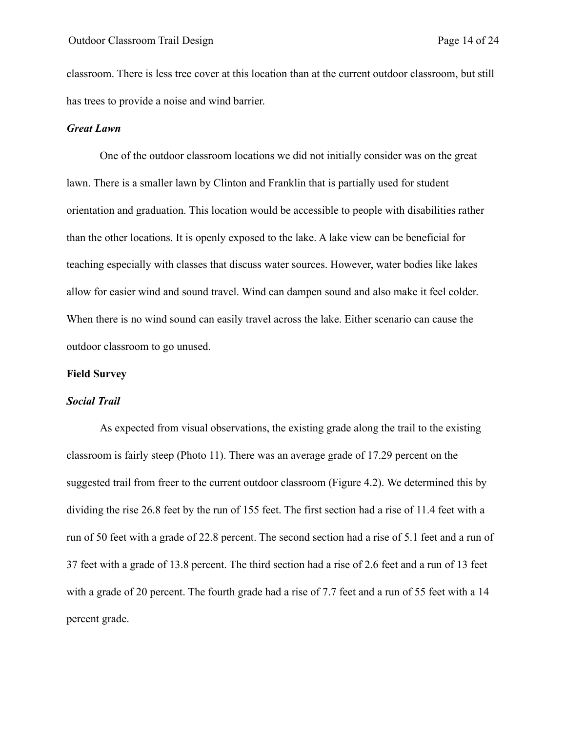classroom. There is less tree cover at this location than at the current outdoor classroom, but still has trees to provide a noise and wind barrier.

### *Great Lawn*

One of the outdoor classroom locations we did not initially consider was on the great lawn. There is a smaller lawn by Clinton and Franklin that is partially used for student orientation and graduation. This location would be accessible to people with disabilities rather than the other locations. It is openly exposed to the lake. A lake view can be beneficial for teaching especially with classes that discuss water sources. However, water bodies like lakes allow for easier wind and sound travel. Wind can dampen sound and also make it feel colder. When there is no wind sound can easily travel across the lake. Either scenario can cause the outdoor classroom to go unused.

## Field Survey

### *Social Trail*

As expected from visual observations, the existing grade along the trail to the existing classroom is fairly steep (Photo 11). There was an average grade of 17.29 percent on the suggested trail from freer to the current outdoor classroom (Figure 4.2). We determined this by dividing the rise 26.8 feet by the run of 155 feet. The first section had a rise of 11.4 feet with a run of 50 feet with a grade of 22.8 percent. The second section had a rise of 5.1 feet and a run of 37 feet with a grade of 13.8 percent. The third section had a rise of 2.6 feet and a run of 13 feet with a grade of 20 percent. The fourth grade had a rise of 7.7 feet and a run of 55 feet with a 14 percent grade.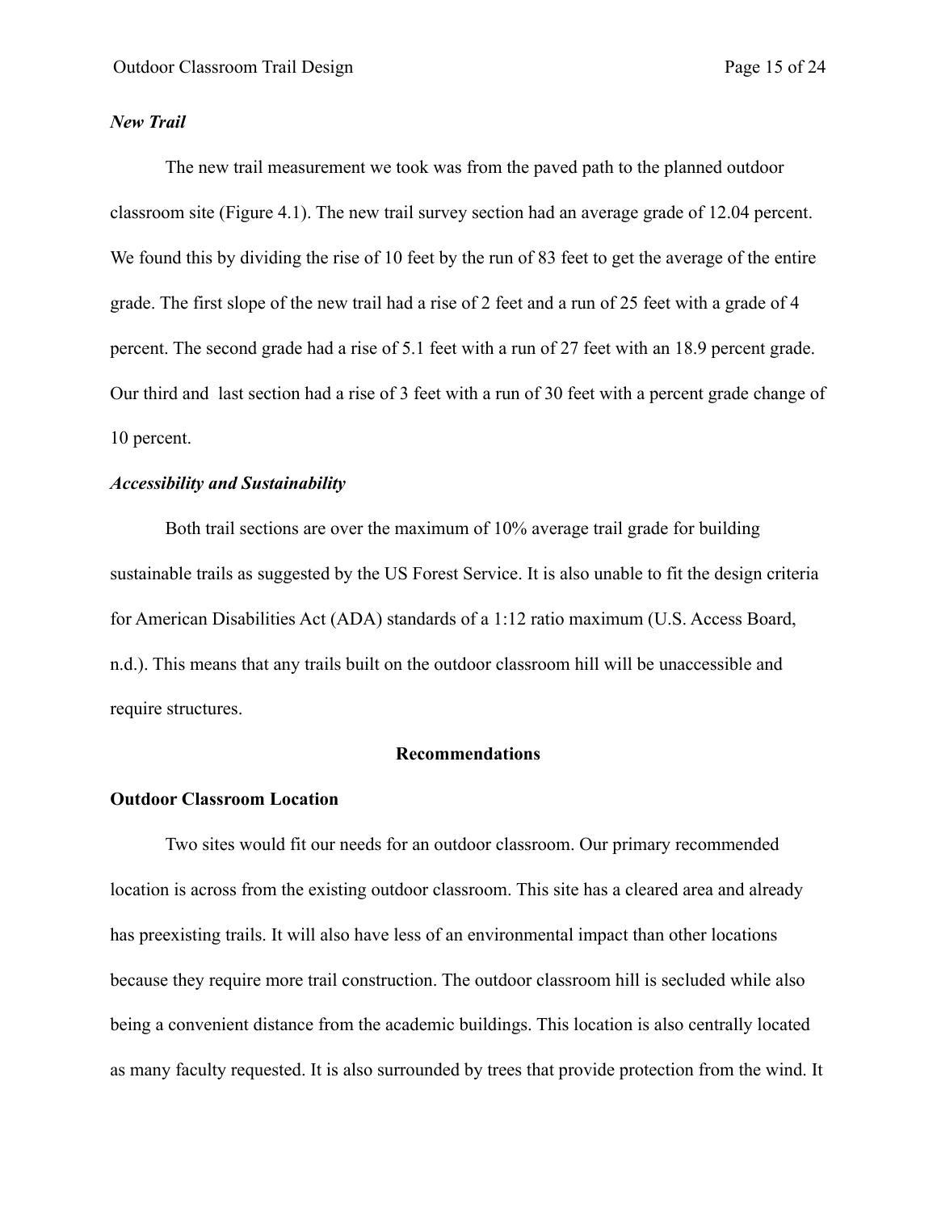### *New Trail*

The new trail measurement we took was from the paved path to the planned outdoor classroom site (Figure 4.1). The new trail survey section had an average grade of 12.04 percent. We found this by dividing the rise of 10 feet by the run of 83 feet to get the average of the entire grade. The first slope of the new trail had a rise of 2 feet and a run of 25 feet with a grade of 4 percent. The second grade had a rise of 5.1 feet with a run of 27 feet with an 18.9 percent grade. Our third and last section had a rise of 3 feet with a run of 30 feet with a percent grade change of 10 percent.

### *Accessibility and Sustainability*

Both trail sections are over the maximum of 10% average trail grade for building sustainable trails as suggested by the US Forest Service. It is also unable to fit the design criteria for American Disabilities Act (ADA) standards of a 1:12 ratio maximum (U.S. Access Board, n.d.). This means that any trails built on the outdoor classroom hill will be unaccessible and require structures.

## Recommendations

### Outdoor Classroom Location

Two sites would fit our needs for an outdoor classroom. Our primary recommended location is across from the existing outdoor classroom. This site has a cleared area and already has preexisting trails. It will also have less of an environmental impact than other locations because they require more trail construction. The outdoor classroom hill is secluded while also being a convenient distance from the academic buildings. This location is also centrally located as many faculty requested. It is also surrounded by trees that provide protection from the wind. It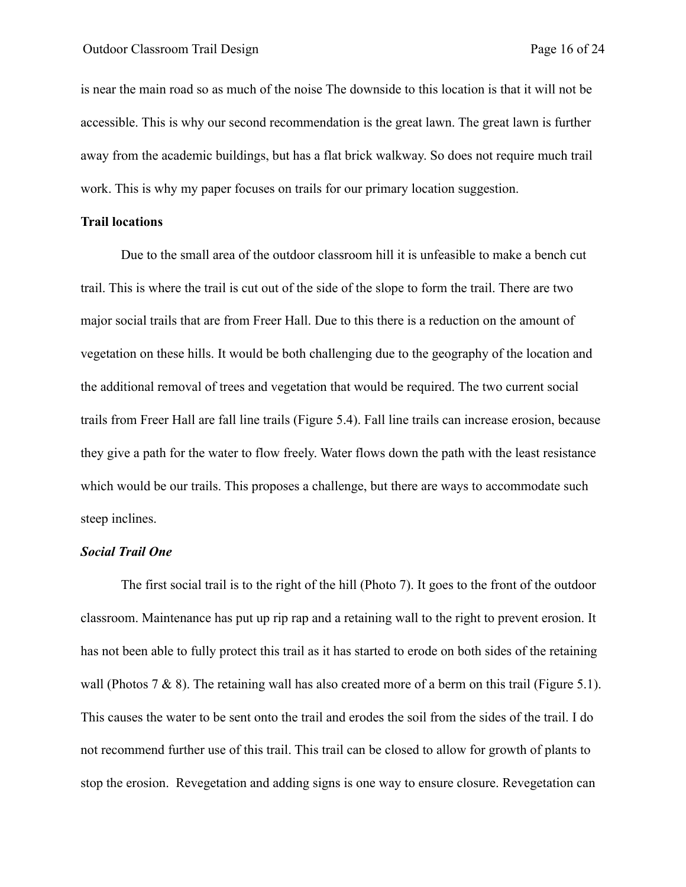is near the main road so as much of the noise The downside to this location is that it will not be accessible. This is why our second recommendation is the great lawn. The great lawn is further away from the academic buildings, but has a flat brick walkway. So does not require much trail work. This is why my paper focuses on trails for our primary location suggestion.

**Trail locations**

Due to the small area of the outdoor classroom hill it is unfeasible to make a bench cut trail. This is where the trail is cut out of the side of the slope to form the trail. There are two major social trails that are from Freer Hall. Due to this there is a reduction on the amount of vegetation on these hills. It would be both challenging due to the geography of the location and the additional removal of trees and vegetation that would be required. The two current social trails from Freer Hall are fall line trails (Figure 5.4). Fall line trails can increase erosion, because they give a path for the water to flow freely. Water flows down the path with the least resistance which would be our trails. This proposes a challenge, but there are ways to accommodate such steep inclines.

***Social Trail One***

The first social trail is to the right of the hill (Photo 7). It goes to the front of the outdoor classroom. Maintenance has put up rip rap and a retaining wall to the right to prevent erosion. It has not been able to fully protect this trail as it has started to erode on both sides of the retaining wall (Photos 7 & 8). The retaining wall has also created more of a berm on this trail (Figure 5.1). This causes the water to be sent onto the trail and erodes the soil from the sides of the trail. I do not recommend further use of this trail. This trail can be closed to allow for growth of plants to stop the erosion. Revegetation and adding signs is one way to ensure closure. Revegetation can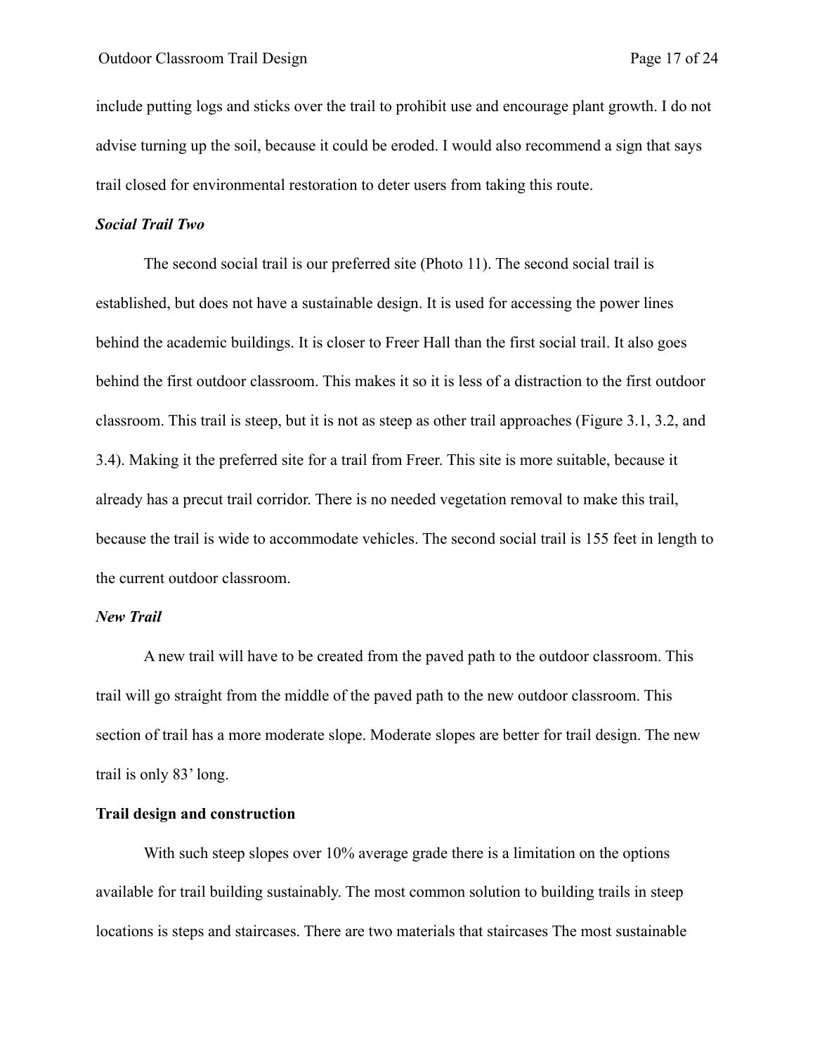include putting logs and sticks over the trail to prohibit use and encourage plant growth. I do not advise turning up the soil, because it could be eroded. I would also recommend a sign that says trail closed for environmental restoration to deter users from taking this route.

***Social Trail Two***

The second social trail is our preferred site (Photo 11). The second social trail is established, but does not have a sustainable design. It is used for accessing the power lines behind the academic buildings. It is closer to Freer Hall than the first social trail. It also goes behind the first outdoor classroom. This makes it so it is less of a distraction to the first outdoor classroom. This trail is steep, but it is not as steep as other trail approaches (Figure 3.1, 3.2, and 3.4). Making it the preferred site for a trail from Freer. This site is more suitable, because it already has a precut trail corridor. There is no needed vegetation removal to make this trail, because the trail is wide to accommodate vehicles. The second social trail is 155 feet in length to the current outdoor classroom.

***New Trail***

A new trail will have to be created from the paved path to the outdoor classroom. This trail will go straight from the middle of the paved path to the new outdoor classroom. This section of trail has a more moderate slope. Moderate slopes are better for trail design. The new trail is only 83' long.

**Trail design and construction**

With such steep slopes over 10% average grade there is a limitation on the options available for trail building sustainably. The most common solution to building trails in steep locations is steps and staircases. There are two materials that staircases The most sustainable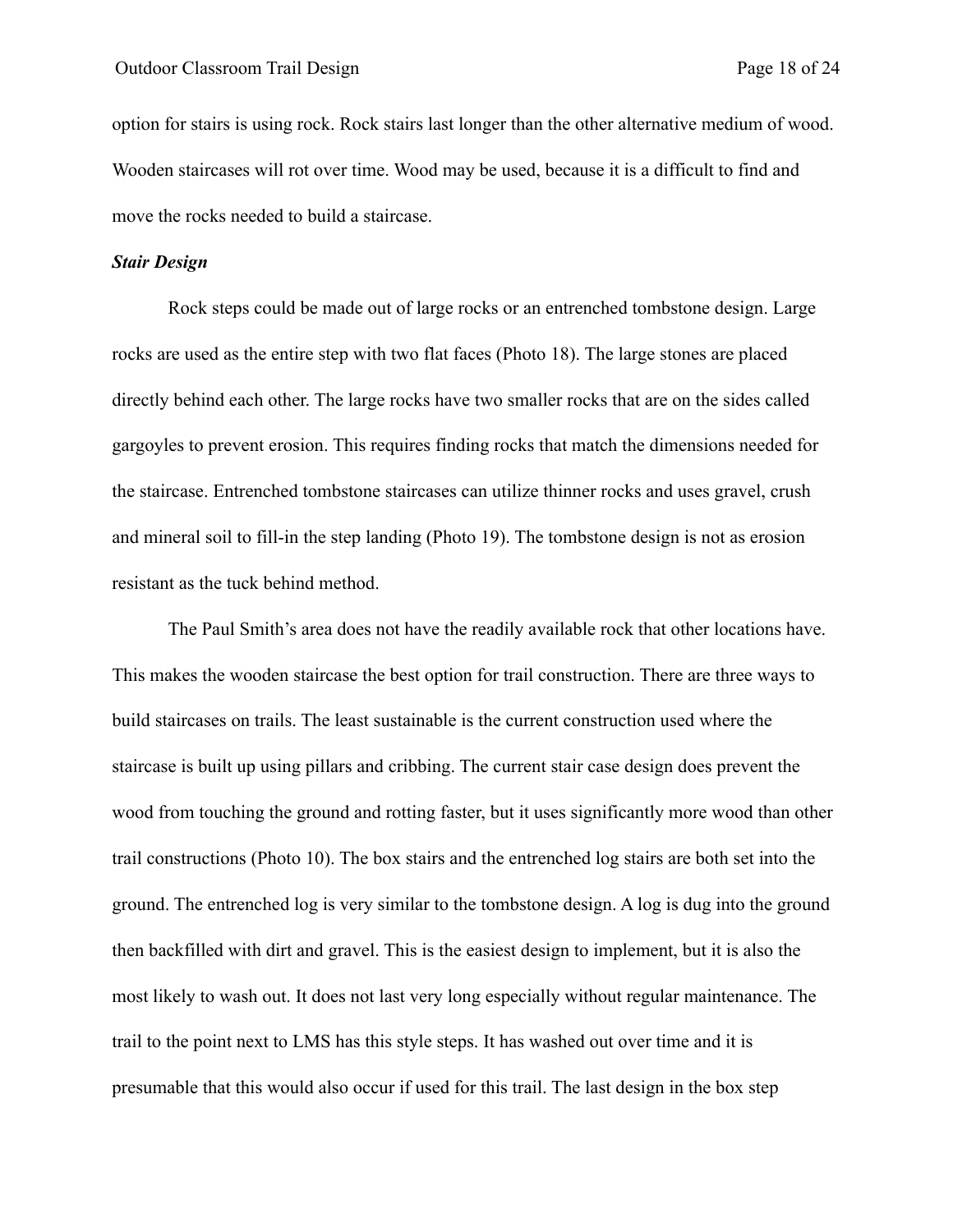option for stairs is using rock. Rock stairs last longer than the other alternative medium of wood. Wooden staircases will rot over time. Wood may be used, because it is a difficult to find and move the rocks needed to build a staircase.

***Stair Design***

Rock steps could be made out of large rocks or an entrenched tombstone design. Large rocks are used as the entire step with two flat faces (Photo 18). The large stones are placed directly behind each other. The large rocks have two smaller rocks that are on the sides called gargoyles to prevent erosion. This requires finding rocks that match the dimensions needed for the staircase. Entrenched tombstone staircases can utilize thinner rocks and uses gravel, crush and mineral soil to fill-in the step landing (Photo 19). The tombstone design is not as erosion resistant as the tuck behind method.

The Paul Smith's area does not have the readily available rock that other locations have. This makes the wooden staircase the best option for trail construction. There are three ways to build staircases on trails. The least sustainable is the current construction used where the staircase is built up using pillars and cribbing. The current stair case design does prevent the wood from touching the ground and rotting faster, but it uses significantly more wood than other trail constructions (Photo 10). The box stairs and the entrenched log stairs are both set into the ground. The entrenched log is very similar to the tombstone design. A log is dug into the ground then backfilled with dirt and gravel. This is the easiest design to implement, but it is also the most likely to wash out. It does not last very long especially without regular maintenance. The trail to the point next to LMS has this style steps. It has washed out over time and it is presumable that this would also occur if used for this trail. The last design in the box step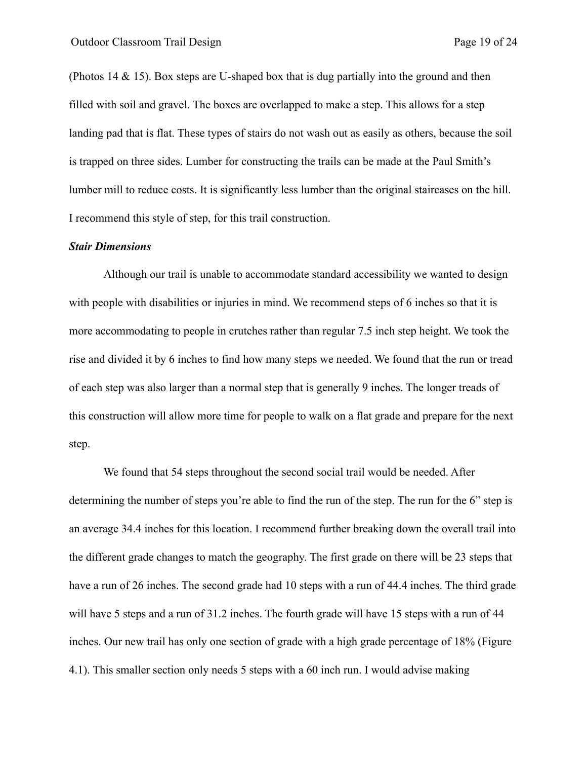(Photos 14 & 15). Box steps are U-shaped box that is dug partially into the ground and then filled with soil and gravel. The boxes are overlapped to make a step. This allows for a step landing pad that is flat. These types of stairs do not wash out as easily as others, because the soil is trapped on three sides. Lumber for constructing the trails can be made at the Paul Smith's lumber mill to reduce costs. It is significantly less lumber than the original staircases on the hill. I recommend this style of step, for this trail construction.

***Stair Dimensions***

Although our trail is unable to accommodate standard accessibility we wanted to design with people with disabilities or injuries in mind. We recommend steps of 6 inches so that it is more accommodating to people in crutches rather than regular 7.5 inch step height. We took the rise and divided it by 6 inches to find how many steps we needed. We found that the run or tread of each step was also larger than a normal step that is generally 9 inches. The longer treads of this construction will allow more time for people to walk on a flat grade and prepare for the next step.

We found that 54 steps throughout the second social trail would be needed. After determining the number of steps you're able to find the run of the step. The run for the 6" step is an average 34.4 inches for this location. I recommend further breaking down the overall trail into the different grade changes to match the geography. The first grade on there will be 23 steps that have a run of 26 inches. The second grade had 10 steps with a run of 44.4 inches. The third grade will have 5 steps and a run of 31.2 inches. The fourth grade will have 15 steps with a run of 44 inches. Our new trail has only one section of grade with a high grade percentage of 18% (Figure 4.1). This smaller section only needs 5 steps with a 60 inch run. I would advise making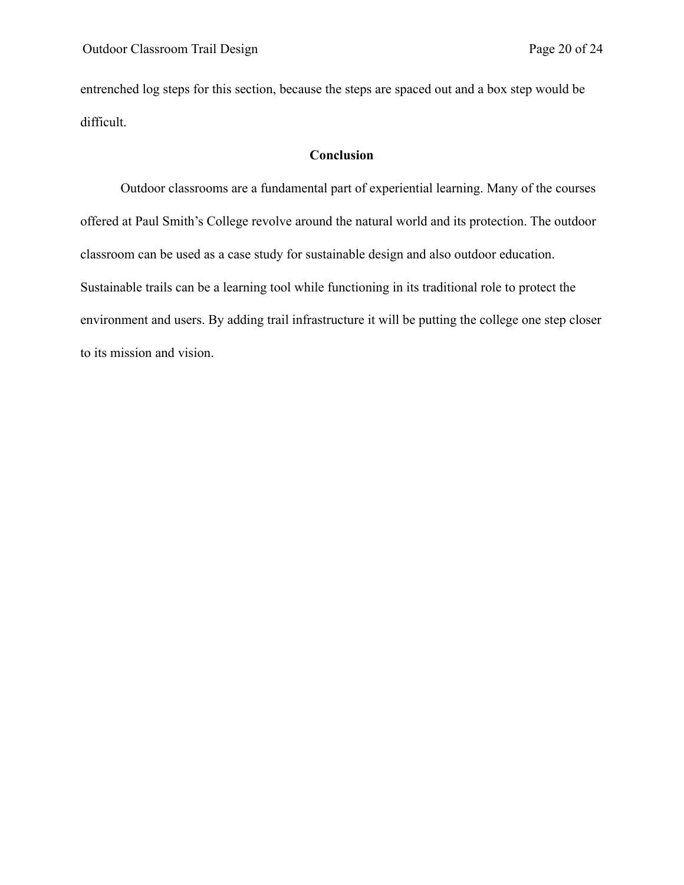entrenched log steps for this section, because the steps are spaced out and a box step would be difficult.

## Conclusion

Outdoor classrooms are a fundamental part of experiential learning. Many of the courses offered at Paul Smith's College revolve around the natural world and its protection. The outdoor classroom can be used as a case study for sustainable design and also outdoor education. Sustainable trails can be a learning tool while functioning in its traditional role to protect the environment and users. By adding trail infrastructure it will be putting the college one step closer to its mission and vision.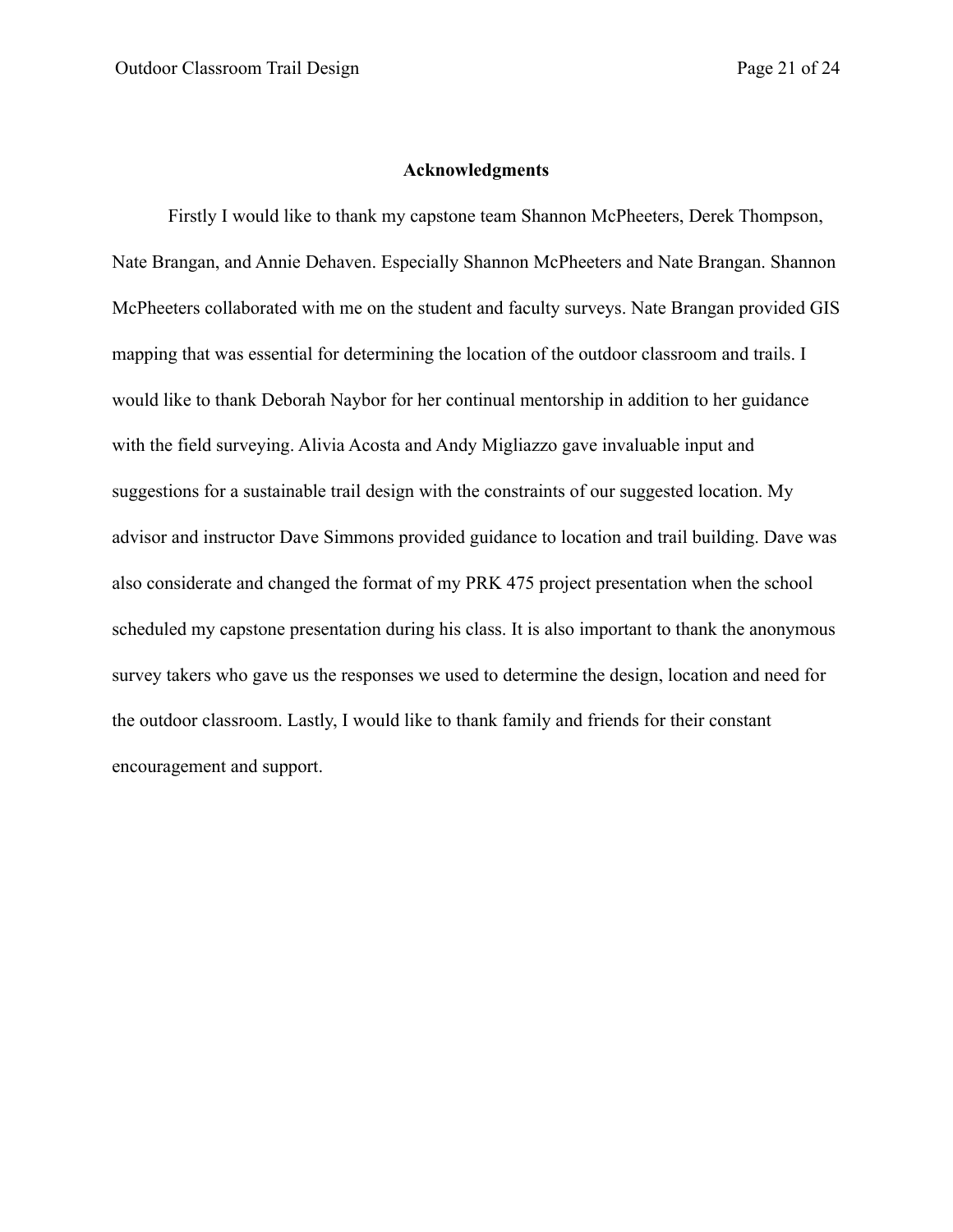## Acknowledgments

Firstly I would like to thank my capstone team Shannon McPheeters, Derek Thompson, Nate Brangan, and Annie Dehaven. Especially Shannon McPheeters and Nate Brangan. Shannon McPheeters collaborated with me on the student and faculty surveys. Nate Brangan provided GIS mapping that was essential for determining the location of the outdoor classroom and trails. I would like to thank Deborah Naybor for her continual mentorship in addition to her guidance with the field surveying. Alivia Acosta and Andy Migliazzo gave invaluable input and suggestions for a sustainable trail design with the constraints of our suggested location. My advisor and instructor Dave Simmons provided guidance to location and trail building. Dave was also considerate and changed the format of my PRK 475 project presentation when the school scheduled my capstone presentation during his class. It is also important to thank the anonymous survey takers who gave us the responses we used to determine the design, location and need for the outdoor classroom. Lastly, I would like to thank family and friends for their constant encouragement and support.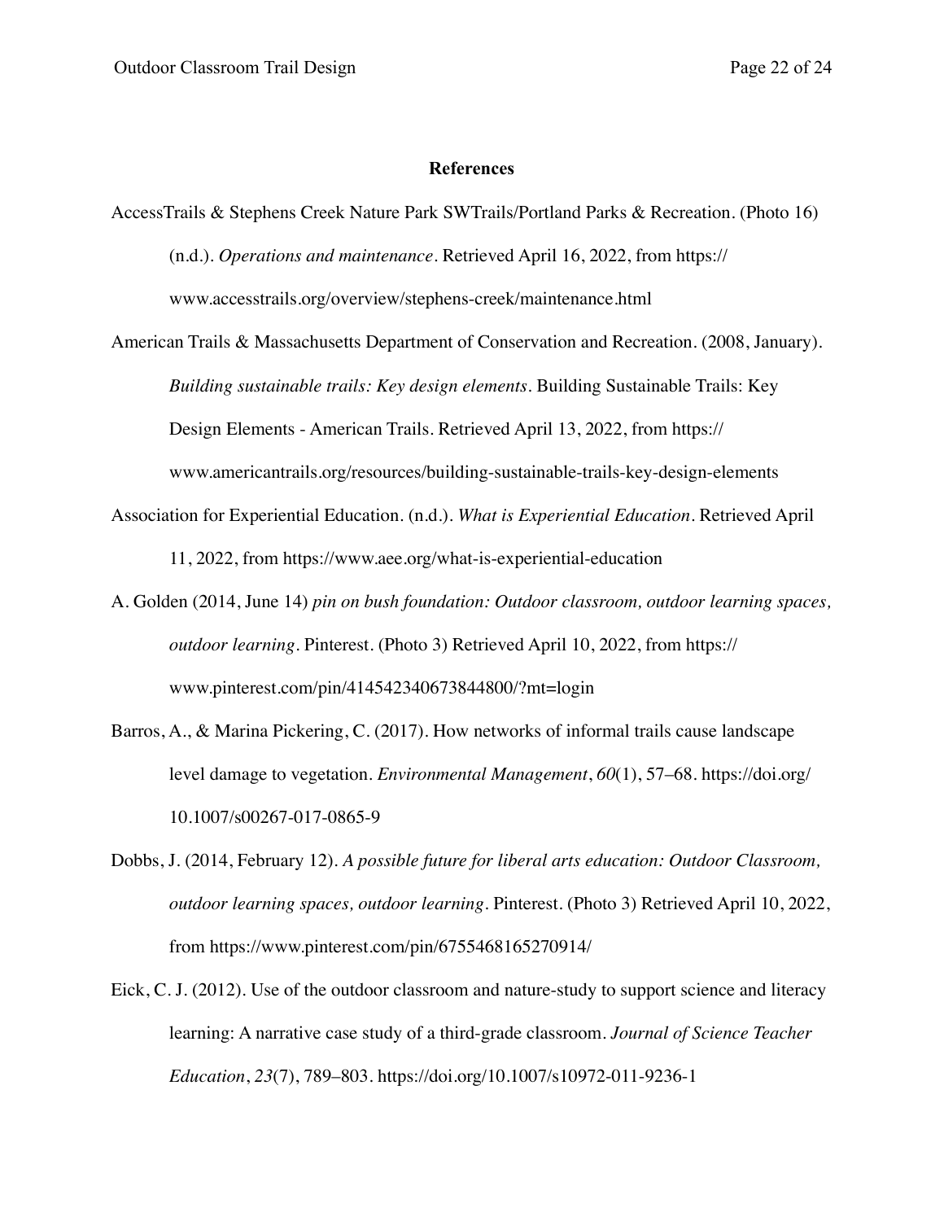# References

AccessTrails & Stephens Creek Nature Park SWTrails/Portland Parks & Recreation. (Photo 16) (n.d.). *Operations and maintenance*. Retrieved April 16, 2022, from https://www.accesstrails.org/overview/stephens-creek/maintenance.html

American Trails & Massachusetts Department of Conservation and Recreation. (2008, January). *Building sustainable trails: Key design elements*. Building Sustainable Trails: Key Design Elements - American Trails. Retrieved April 13, 2022, from https://www.americantrails.org/resources/building-sustainable-trails-key-design-elements

Association for Experiential Education. (n.d.). *What is Experiential Education*. Retrieved April 11, 2022, from https://www.aee.org/what-is-experiential-education

A. Golden (2014, June 14) *pin on bush foundation: Outdoor classroom, outdoor learning spaces, outdoor learning*. Pinterest. (Photo 3) Retrieved April 10, 2022, from https://www.pinterest.com/pin/414542340673844800/?mt=login

Barros, A., & Marina Pickering, C. (2017). How networks of informal trails cause landscape level damage to vegetation. *Environmental Management*, *60*(1), 57–68. https://doi.org/10.1007/s00267-017-0865-9

Dobbs, J. (2014, February 12). *A possible future for liberal arts education: Outdoor Classroom, outdoor learning spaces, outdoor learning*. Pinterest. (Photo 3) Retrieved April 10, 2022, from https://www.pinterest.com/pin/6755468165270914/

Eick, C. J. (2012). Use of the outdoor classroom and nature-study to support science and literacy learning: A narrative case study of a third-grade classroom. *Journal of Science Teacher Education*, *23*(7), 789–803. https://doi.org/10.1007/s10972-011-9236-1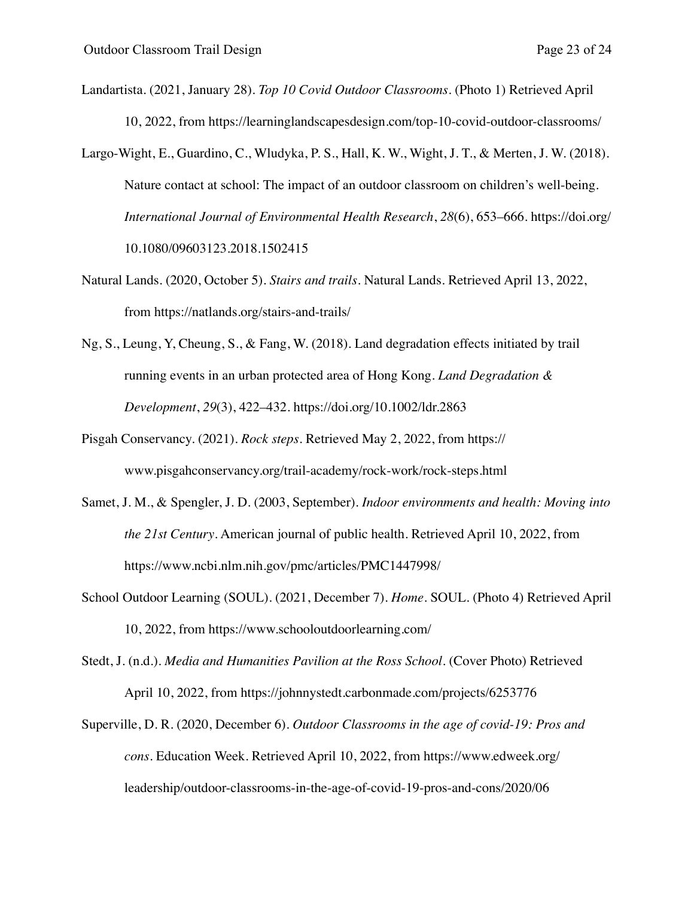Landartista. (2021, January 28). *Top 10 Covid Outdoor Classrooms*. (Photo 1) Retrieved April 10, 2022, from https://learninglandscapesdesign.com/top-10-covid-outdoor-classrooms/

Largo-Wight, E., Guardino, C., Wludyka, P. S., Hall, K. W., Wight, J. T., & Merten, J. W. (2018). Nature contact at school: The impact of an outdoor classroom on children's well-being. *International Journal of Environmental Health Research*, *28*(6), 653–666. https://doi.org/10.1080/09603123.2018.1502415

Natural Lands. (2020, October 5). *Stairs and trails*. Natural Lands. Retrieved April 13, 2022, from https://natlands.org/stairs-and-trails/

Ng, S., Leung, Y, Cheung, S., & Fang, W. (2018). Land degradation effects initiated by trail running events in an urban protected area of Hong Kong. *Land Degradation & Development*, *29*(3), 422–432. https://doi.org/10.1002/ldr.2863

Pisgah Conservancy. (2021). *Rock steps*. Retrieved May 2, 2022, from https://www.pisgahconservancy.org/trail-academy/rock-work/rock-steps.html

Samet, J. M., & Spengler, J. D. (2003, September). *Indoor environments and health: Moving into the 21st Century*. American journal of public health. Retrieved April 10, 2022, from https://www.ncbi.nlm.nih.gov/pmc/articles/PMC1447998/

School Outdoor Learning (SOUL). (2021, December 7). *Home*. SOUL. (Photo 4) Retrieved April 10, 2022, from https://www.schooloutdoorlearning.com/

Stedt, J. (n.d.). *Media and Humanities Pavilion at the Ross School*. (Cover Photo) Retrieved April 10, 2022, from https://johnnystedt.carbonmade.com/projects/6253776

Superville, D. R. (2020, December 6). *Outdoor Classrooms in the age of covid-19: Pros and cons*. Education Week. Retrieved April 10, 2022, from https://www.edweek.org/leadership/outdoor-classrooms-in-the-age-of-covid-19-pros-and-cons/2020/06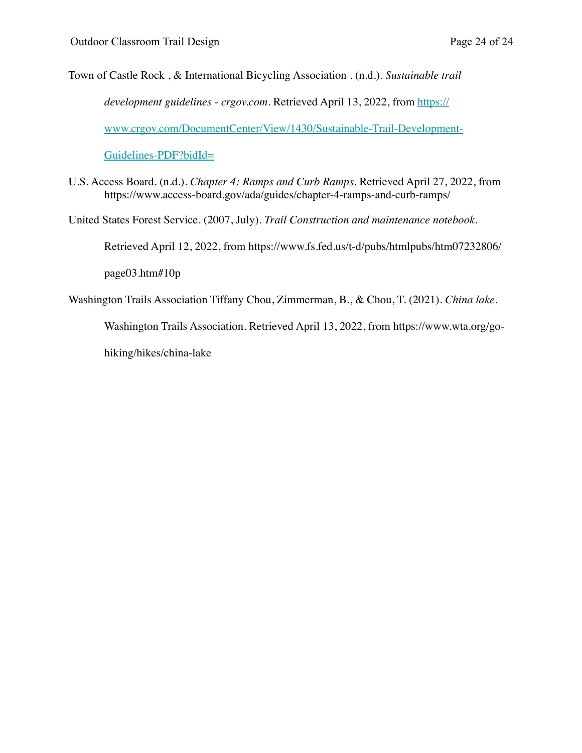Town of Castle Rock , & International Bicycling Association . (n.d.). *Sustainable trail development guidelines - crgov.com*. Retrieved April 13, 2022, from https://www.crgov.com/DocumentCenter/View/1430/Sustainable-Trail-Development-Guidelines-PDF?bidId=

U.S. Access Board. (n.d.). *Chapter 4: Ramps and Curb Ramps*. Retrieved April 27, 2022, from https://www.access-board.gov/ada/guides/chapter-4-ramps-and-curb-ramps/

United States Forest Service. (2007, July). *Trail Construction and maintenance notebook*. Retrieved April 12, 2022, from https://www.fs.fed.us/t-d/pubs/htmlpubs/htm07232806/page03.htm#10p

Washington Trails Association Tiffany Chou, Zimmerman, B., & Chou, T. (2021). *China lake*. Washington Trails Association. Retrieved April 13, 2022, from https://www.wta.org/go-hiking/hikes/china-lake